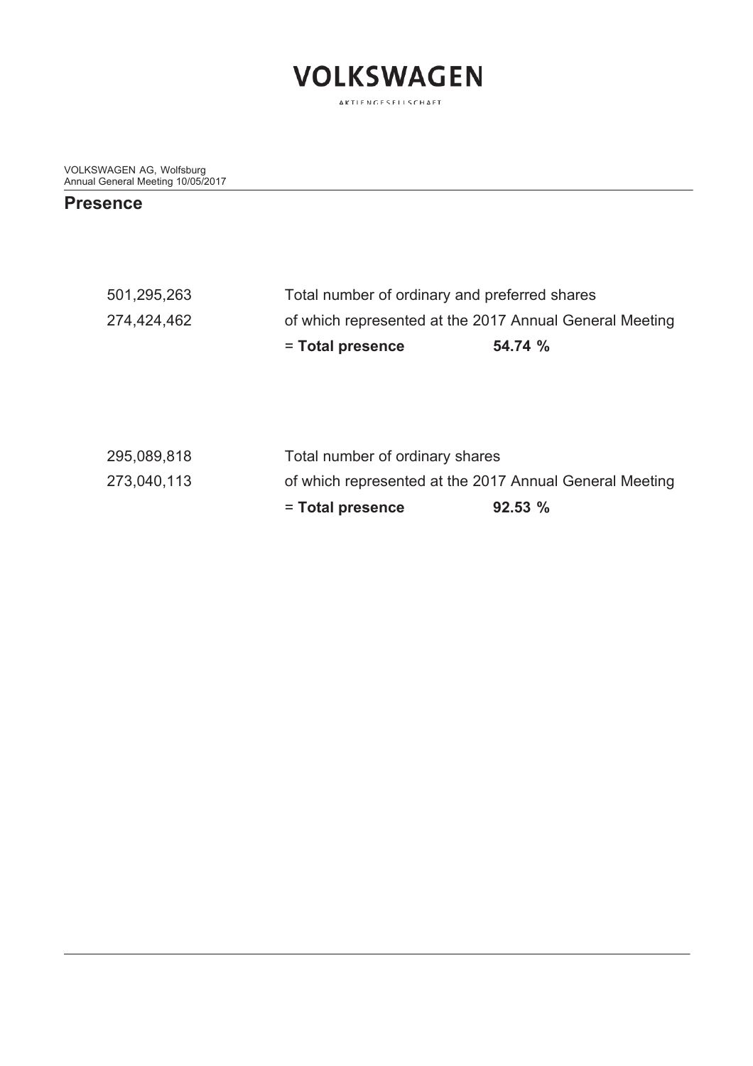VOLKSWAGEN

AKTIENGESELLSCHAFT

VOLKSWAGEN AG, Wolfsburg
Annual General Meeting 10/05/2017

## Presence

| | | |
|---|---|---|
| 501,295,263 | Total number of ordinary and preferred shares | |
| 274,424,462 | of which represented at the 2017 Annual General Meeting | |
| | = **Total presence** | **54.74 %** |

| | | |
|---|---|---|
| 295,089,818 | Total number of ordinary shares | |
| 273,040,113 | of which represented at the 2017 Annual General Meeting | |
| | = **Total presence** | **92.53 %** |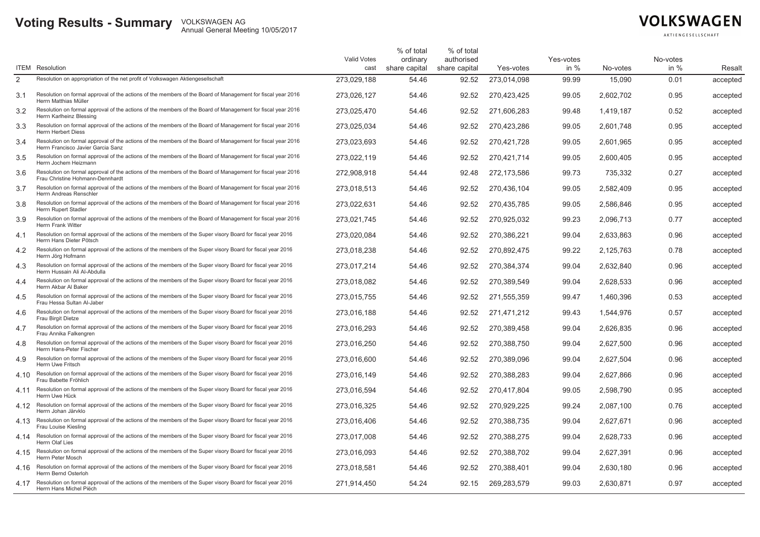# Voting Results - Summary

VOLKSWAGEN AG
Annual General Meeting 10/05/2017

| ITEM | Resolution | Valid Votes cast | % of total ordinary share capital | % of total authorised share capital | Yes-votes | Yes-votes in % | No-votes | No-votes in % | Resalt |
|---|---|---|---|---|---|---|---|---|---|
| 2 | Resolution on appropriation of the net profit of Volkswagen Aktiengesellschaft | 273,029,188 | 54.46 | 92.52 | 273,014,098 | 99.99 | 15,090 | 0.01 | accepted |
| 3.1 | Resolution on formal approval of the actions of the members of the Board of Management for fiscal year 2016 Herrn Matthias Müller | 273,026,127 | 54.46 | 92.52 | 270,423,425 | 99.05 | 2,602,702 | 0.95 | accepted |
| 3.2 | Resolution on formal approval of the actions of the members of the Board of Management for fiscal year 2016 Herrn Karlheinz Blessing | 273,025,470 | 54.46 | 92.52 | 271,606,283 | 99.48 | 1,419,187 | 0.52 | accepted |
| 3.3 | Resolution on formal approval of the actions of the members of the Board of Management for fiscal year 2016 Herrn Herbert Diess | 273,025,034 | 54.46 | 92.52 | 270,423,286 | 99.05 | 2,601,748 | 0.95 | accepted |
| 3.4 | Resolution on formal approval of the actions of the members of the Board of Management for fiscal year 2016 Herrn Francisco Javier Garcia Sanz | 273,023,693 | 54.46 | 92.52 | 270,421,728 | 99.05 | 2,601,965 | 0.95 | accepted |
| 3.5 | Resolution on formal approval of the actions of the members of the Board of Management for fiscal year 2016 Herrn Jochem Heizmann | 273,022,119 | 54.46 | 92.52 | 270,421,714 | 99.05 | 2,600,405 | 0.95 | accepted |
| 3.6 | Resolution on formal approval of the actions of the members of the Board of Management for fiscal year 2016 Frau Christine Hohmann-Dennhardt | 272,908,918 | 54.44 | 92.48 | 272,173,586 | 99.73 | 735,332 | 0.27 | accepted |
| 3.7 | Resolution on formal approval of the actions of the members of the Board of Management for fiscal year 2016 Herrn Andreas Renschler | 273,018,513 | 54.46 | 92.52 | 270,436,104 | 99.05 | 2,582,409 | 0.95 | accepted |
| 3.8 | Resolution on formal approval of the actions of the members of the Board of Management for fiscal year 2016 Herrn Rupert Stadler | 273,022,631 | 54.46 | 92.52 | 270,435,785 | 99.05 | 2,586,846 | 0.95 | accepted |
| 3.9 | Resolution on formal approval of the actions of the members of the Board of Management for fiscal year 2016 Herrn Frank Witter | 273,021,745 | 54.46 | 92.52 | 270,925,032 | 99.23 | 2,096,713 | 0.77 | accepted |
| 4.1 | Resolution on formal approval of the actions of the members of the Super visory Board for fiscal year 2016 Herrn Hans Dieter Pötsch | 273,020,084 | 54.46 | 92.52 | 270,386,221 | 99.04 | 2,633,863 | 0.96 | accepted |
| 4.2 | Resolution on formal approval of the actions of the members of the Super visory Board for fiscal year 2016 Herrn Jörg Hofmann | 273,018,238 | 54.46 | 92.52 | 270,892,475 | 99.22 | 2,125,763 | 0.78 | accepted |
| 4.3 | Resolution on formal approval of the actions of the members of the Super visory Board for fiscal year 2016 Herrn Hussain Ali Al-Abdulla | 273,017,214 | 54.46 | 92.52 | 270,384,374 | 99.04 | 2,632,840 | 0.96 | accepted |
| 4.4 | Resolution on formal approval of the actions of the members of the Super visory Board for fiscal year 2016 Herrn Akbar Al Baker | 273,018,082 | 54.46 | 92.52 | 270,389,549 | 99.04 | 2,628,533 | 0.96 | accepted |
| 4.5 | Resolution on formal approval of the actions of the members of the Super visory Board for fiscal year 2016 Frau Hessa Sultan Al-Jaber | 273,015,755 | 54.46 | 92.52 | 271,555,359 | 99.47 | 1,460,396 | 0.53 | accepted |
| 4.6 | Resolution on formal approval of the actions of the members of the Super visory Board for fiscal year 2016 Frau Birgit Dietze | 273,016,188 | 54.46 | 92.52 | 271,471,212 | 99.43 | 1,544,976 | 0.57 | accepted |
| 4.7 | Resolution on formal approval of the actions of the members of the Super visory Board for fiscal year 2016 Frau Annika Falkengren | 273,016,293 | 54.46 | 92.52 | 270,389,458 | 99.04 | 2,626,835 | 0.96 | accepted |
| 4.8 | Resolution on formal approval of the actions of the members of the Super visory Board for fiscal year 2016 Herrn Hans-Peter Fischer | 273,016,250 | 54.46 | 92.52 | 270,388,750 | 99.04 | 2,627,500 | 0.96 | accepted |
| 4.9 | Resolution on formal approval of the actions of the members of the Super visory Board for fiscal year 2016 Herrn Uwe Fritsch | 273,016,600 | 54.46 | 92.52 | 270,389,096 | 99.04 | 2,627,504 | 0.96 | accepted |
| 4.10 | Resolution on formal approval of the actions of the members of the Super visory Board for fiscal year 2016 Frau Babette Fröhlich | 273,016,149 | 54.46 | 92.52 | 270,388,283 | 99.04 | 2,627,866 | 0.96 | accepted |
| 4.11 | Resolution on formal approval of the actions of the members of the Super visory Board for fiscal year 2016 Herrn Uwe Hück | 273,016,594 | 54.46 | 92.52 | 270,417,804 | 99.05 | 2,598,790 | 0.95 | accepted |
| 4.12 | Resolution on formal approval of the actions of the members of the Super visory Board for fiscal year 2016 Herrn Johan Järvklo | 273,016,325 | 54.46 | 92.52 | 270,929,225 | 99.24 | 2,087,100 | 0.76 | accepted |
| 4.13 | Resolution on formal approval of the actions of the members of the Super visory Board for fiscal year 2016 Frau Louise Kiesling | 273,016,406 | 54.46 | 92.52 | 270,388,735 | 99.04 | 2,627,671 | 0.96 | accepted |
| 4.14 | Resolution on formal approval of the actions of the members of the Super visory Board for fiscal year 2016 Herrn Olaf Lies | 273,017,008 | 54.46 | 92.52 | 270,388,275 | 99.04 | 2,628,733 | 0.96 | accepted |
| 4.15 | Resolution on formal approval of the actions of the members of the Super visory Board for fiscal year 2016 Herrn Peter Mosch | 273,016,093 | 54.46 | 92.52 | 270,388,702 | 99.04 | 2,627,391 | 0.96 | accepted |
| 4.16 | Resolution on formal approval of the actions of the members of the Super visory Board for fiscal year 2016 Herrn Bernd Osterloh | 273,018,581 | 54.46 | 92.52 | 270,388,401 | 99.04 | 2,630,180 | 0.96 | accepted |
| 4.17 | Resolution on formal approval of the actions of the members of the Super visory Board for fiscal year 2016 Herrn Hans Michel Piëch | 271,914,450 | 54.24 | 92.15 | 269,283,579 | 99.03 | 2,630,871 | 0.97 | accepted |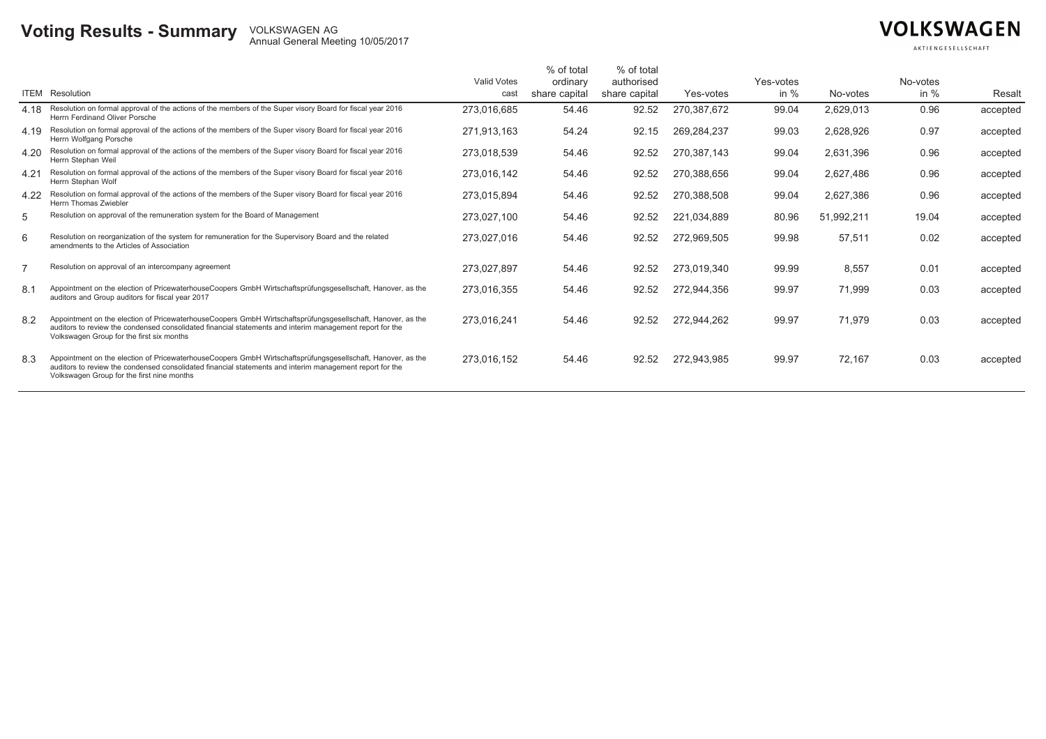# Voting Results - Summary

VOLKSWAGEN AG
Annual General Meeting 10/05/2017

VOLKSWAGEN
AKTIENGESELLSCHAFT

| ITEM | Resolution | Valid Votes cast | % of total ordinary share capital | % of total authorised share capital | Yes-votes | Yes-votes in % | No-votes | No-votes in % | Resalt |
|---|---|---|---|---|---|---|---|---|---|
| 4.18 | Resolution on formal approval of the actions of the members of the Super visory Board for fiscal year 2016 Herrn Ferdinand Oliver Porsche | 273,016,685 | 54.46 | 92.52 | 270,387,672 | 99.04 | 2,629,013 | 0.96 | accepted |
| 4.19 | Resolution on formal approval of the actions of the members of the Super visory Board for fiscal year 2016 Herrn Wolfgang Porsche | 271,913,163 | 54.24 | 92.15 | 269,284,237 | 99.03 | 2,628,926 | 0.97 | accepted |
| 4.20 | Resolution on formal approval of the actions of the members of the Super visory Board for fiscal year 2016 Herrn Stephan Weil | 273,018,539 | 54.46 | 92.52 | 270,387,143 | 99.04 | 2,631,396 | 0.96 | accepted |
| 4.21 | Resolution on formal approval of the actions of the members of the Super visory Board for fiscal year 2016 Herrn Stephan Wolf | 273,016,142 | 54.46 | 92.52 | 270,388,656 | 99.04 | 2,627,486 | 0.96 | accepted |
| 4.22 | Resolution on formal approval of the actions of the members of the Super visory Board for fiscal year 2016 Herrn Thomas Zwiebler | 273,015,894 | 54.46 | 92.52 | 270,388,508 | 99.04 | 2,627,386 | 0.96 | accepted |
| 5 | Resolution on approval of the remuneration system for the Board of Management | 273,027,100 | 54.46 | 92.52 | 221,034,889 | 80.96 | 51,992,211 | 19.04 | accepted |
| 6 | Resolution on reorganization of the system for remuneration for the Supervisory Board and the related amendments to the Articles of Association | 273,027,016 | 54.46 | 92.52 | 272,969,505 | 99.98 | 57,511 | 0.02 | accepted |
| 7 | Resolution on approval of an intercompany agreement | 273,027,897 | 54.46 | 92.52 | 273,019,340 | 99.99 | 8,557 | 0.01 | accepted |
| 8.1 | Appointment on the election of PricewaterhouseCoopers GmbH Wirtschaftsprüfungsgesellschaft, Hanover, as the auditors and Group auditors for fiscal year 2017 | 273,016,355 | 54.46 | 92.52 | 272,944,356 | 99.97 | 71,999 | 0.03 | accepted |
| 8.2 | Appointment on the election of PricewaterhouseCoopers GmbH Wirtschaftsprüfungsgesellschaft, Hanover, as the auditors to review the condensed consolidated financial statements and interim management report for the Volkswagen Group for the first six months | 273,016,241 | 54.46 | 92.52 | 272,944,262 | 99.97 | 71,979 | 0.03 | accepted |
| 8.3 | Appointment on the election of PricewaterhouseCoopers GmbH Wirtschaftsprüfungsgesellschaft, Hanover, as the auditors to review the condensed consolidated financial statements and interim management report for the Volkswagen Group for the first nine months | 273,016,152 | 54.46 | 92.52 | 272,943,985 | 99.97 | 72,167 | 0.03 | accepted |